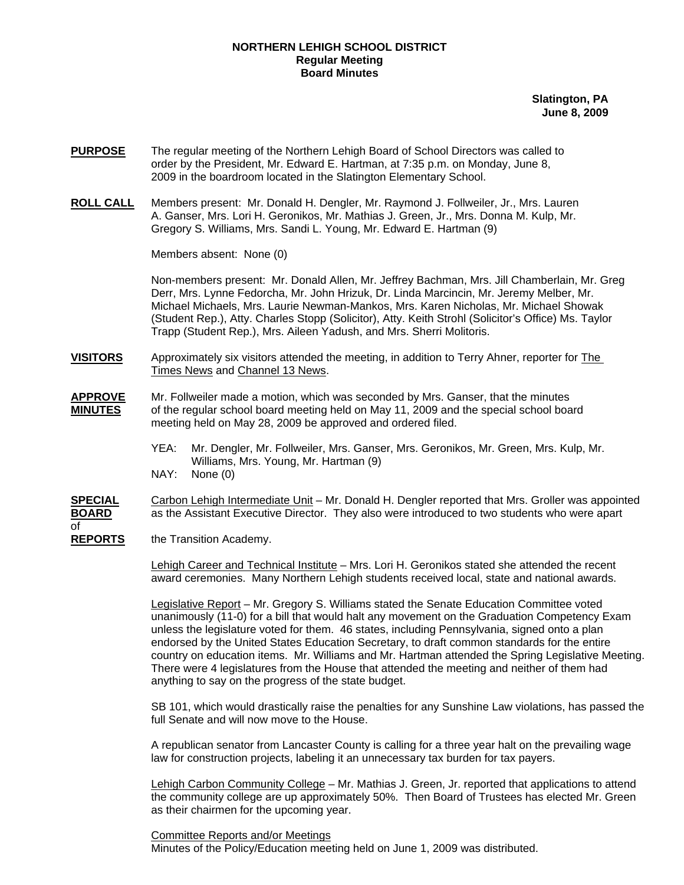**NORTHERN LEHIGH SCHOOL DISTRICT**
**Regular Meeting**
**Board Minutes**

**Slatington, PA**
**June 8, 2009**

**PURPOSE** The regular meeting of the Northern Lehigh Board of School Directors was called to order by the President, Mr. Edward E. Hartman, at 7:35 p.m. on Monday, June 8, 2009 in the boardroom located in the Slatington Elementary School.

**ROLL CALL** Members present: Mr. Donald H. Dengler, Mr. Raymond J. Follweiler, Jr., Mrs. Lauren A. Ganser, Mrs. Lori H. Geronikos, Mr. Mathias J. Green, Jr., Mrs. Donna M. Kulp, Mr. Gregory S. Williams, Mrs. Sandi L. Young, Mr. Edward E. Hartman (9)

Members absent: None (0)

Non-members present: Mr. Donald Allen, Mr. Jeffrey Bachman, Mrs. Jill Chamberlain, Mr. Greg Derr, Mrs. Lynne Fedorcha, Mr. John Hrizuk, Dr. Linda Marcincin, Mr. Jeremy Melber, Mr. Michael Michaels, Mrs. Laurie Newman-Mankos, Mrs. Karen Nicholas, Mr. Michael Showak (Student Rep.), Atty. Charles Stopp (Solicitor), Atty. Keith Strohl (Solicitor's Office) Ms. Taylor Trapp (Student Rep.), Mrs. Aileen Yadush, and Mrs. Sherri Molitoris.

**VISITORS** Approximately six visitors attended the meeting, in addition to Terry Ahner, reporter for The Times News and Channel 13 News.

**APPROVE MINUTES** Mr. Follweiler made a motion, which was seconded by Mrs. Ganser, that the minutes of the regular school board meeting held on May 11, 2009 and the special school board meeting held on May 28, 2009 be approved and ordered filed.

YEA: Mr. Dengler, Mr. Follweiler, Mrs. Ganser, Mrs. Geronikos, Mr. Green, Mrs. Kulp, Mr. Williams, Mrs. Young, Mr. Hartman (9)
NAY: None (0)

**SPECIAL BOARD of REPORTS** Carbon Lehigh Intermediate Unit – Mr. Donald H. Dengler reported that Mrs. Groller was appointed as the Assistant Executive Director. They also were introduced to two students who were apart the Transition Academy.

Lehigh Career and Technical Institute – Mrs. Lori H. Geronikos stated she attended the recent award ceremonies. Many Northern Lehigh students received local, state and national awards.

Legislative Report – Mr. Gregory S. Williams stated the Senate Education Committee voted unanimously (11-0) for a bill that would halt any movement on the Graduation Competency Exam unless the legislature voted for them. 46 states, including Pennsylvania, signed onto a plan endorsed by the United States Education Secretary, to draft common standards for the entire country on education items. Mr. Williams and Mr. Hartman attended the Spring Legislative Meeting. There were 4 legislatures from the House that attended the meeting and neither of them had anything to say on the progress of the state budget.

SB 101, which would drastically raise the penalties for any Sunshine Law violations, has passed the full Senate and will now move to the House.

A republican senator from Lancaster County is calling for a three year halt on the prevailing wage law for construction projects, labeling it an unnecessary tax burden for tax payers.

Lehigh Carbon Community College – Mr. Mathias J. Green, Jr. reported that applications to attend the community college are up approximately 50%. Then Board of Trustees has elected Mr. Green as their chairmen for the upcoming year.

Committee Reports and/or Meetings
Minutes of the Policy/Education meeting held on June 1, 2009 was distributed.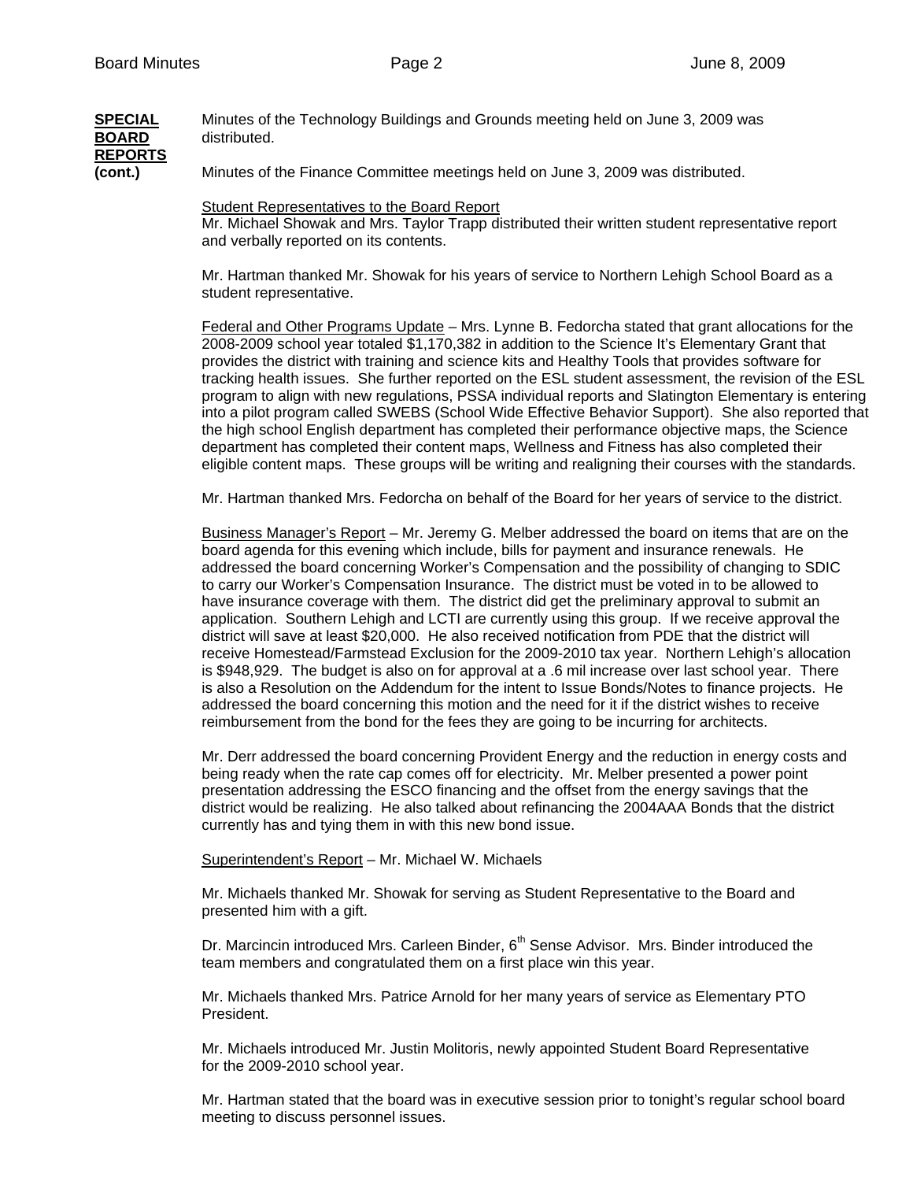**SPECIAL BOARD REPORTS (cont.)**

Minutes of the Technology Buildings and Grounds meeting held on June 3, 2009 was distributed.

Minutes of the Finance Committee meetings held on June 3, 2009 was distributed.

Student Representatives to the Board Report
Mr. Michael Showak and Mrs. Taylor Trapp distributed their written student representative report and verbally reported on its contents.

Mr. Hartman thanked Mr. Showak for his years of service to Northern Lehigh School Board as a student representative.

Federal and Other Programs Update – Mrs. Lynne B. Fedorcha stated that grant allocations for the 2008-2009 school year totaled $1,170,382 in addition to the Science It's Elementary Grant that provides the district with training and science kits and Healthy Tools that provides software for tracking health issues. She further reported on the ESL student assessment, the revision of the ESL program to align with new regulations, PSSA individual reports and Slatington Elementary is entering into a pilot program called SWEBS (School Wide Effective Behavior Support). She also reported that the high school English department has completed their performance objective maps, the Science department has completed their content maps, Wellness and Fitness has also completed their eligible content maps. These groups will be writing and realigning their courses with the standards.

Mr. Hartman thanked Mrs. Fedorcha on behalf of the Board for her years of service to the district.

Business Manager's Report – Mr. Jeremy G. Melber addressed the board on items that are on the board agenda for this evening which include, bills for payment and insurance renewals. He addressed the board concerning Worker's Compensation and the possibility of changing to SDIC to carry our Worker's Compensation Insurance. The district must be voted in to be allowed to have insurance coverage with them. The district did get the preliminary approval to submit an application. Southern Lehigh and LCTI are currently using this group. If we receive approval the district will save at least $20,000. He also received notification from PDE that the district will receive Homestead/Farmstead Exclusion for the 2009-2010 tax year. Northern Lehigh's allocation is $948,929. The budget is also on for approval at a .6 mil increase over last school year. There is also a Resolution on the Addendum for the intent to Issue Bonds/Notes to finance projects. He addressed the board concerning this motion and the need for it if the district wishes to receive reimbursement from the bond for the fees they are going to be incurring for architects.

Mr. Derr addressed the board concerning Provident Energy and the reduction in energy costs and being ready when the rate cap comes off for electricity. Mr. Melber presented a power point presentation addressing the ESCO financing and the offset from the energy savings that the district would be realizing. He also talked about refinancing the 2004AAA Bonds that the district currently has and tying them in with this new bond issue.

Superintendent's Report – Mr. Michael W. Michaels

Mr. Michaels thanked Mr. Showak for serving as Student Representative to the Board and presented him with a gift.

Dr. Marcincin introduced Mrs. Carleen Binder, 6th Sense Advisor. Mrs. Binder introduced the team members and congratulated them on a first place win this year.

Mr. Michaels thanked Mrs. Patrice Arnold for her many years of service as Elementary PTO President.

Mr. Michaels introduced Mr. Justin Molitoris, newly appointed Student Board Representative for the 2009-2010 school year.

Mr. Hartman stated that the board was in executive session prior to tonight's regular school board meeting to discuss personnel issues.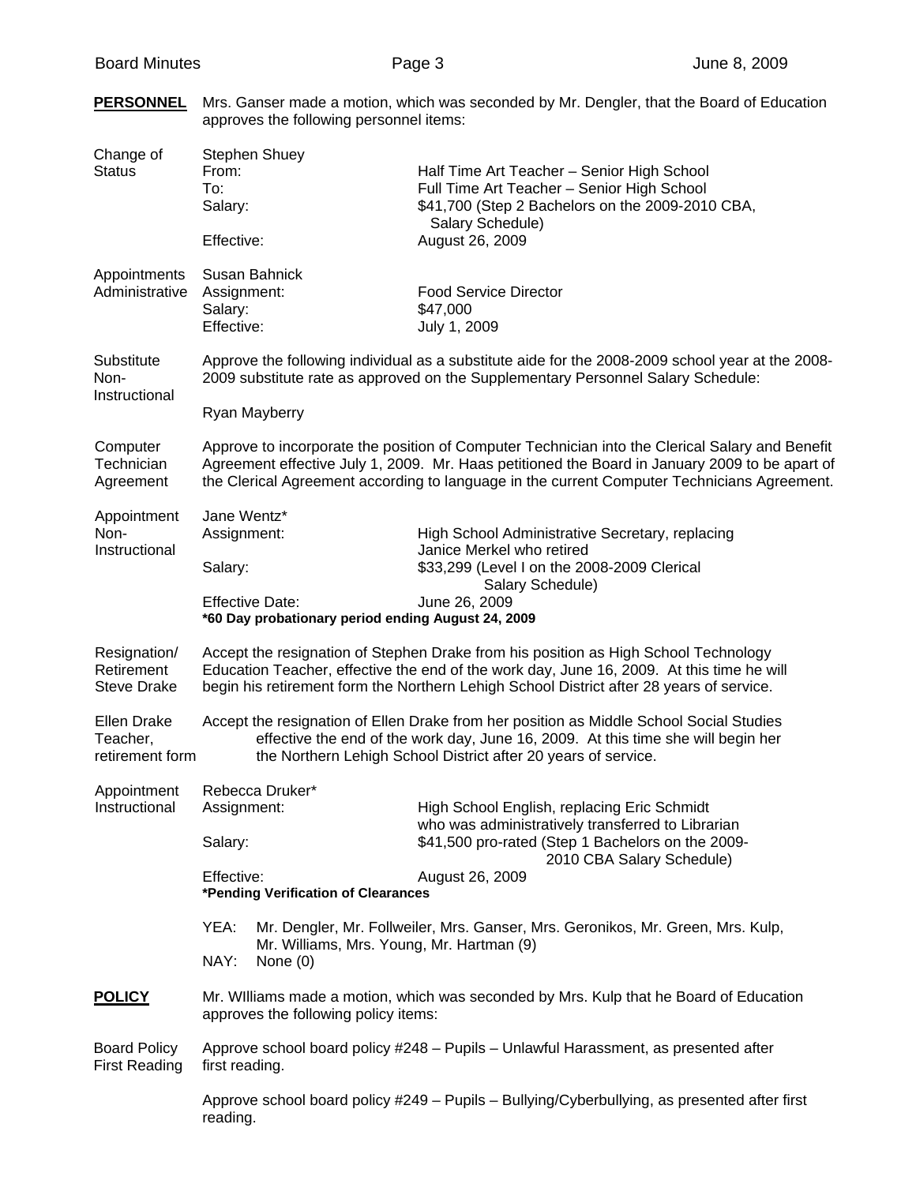**PERSONNEL** Mrs. Ganser made a motion, which was seconded by Mr. Dengler, that the Board of Education approves the following personnel items:

**Change of Status**

Stephen Shuey

| | |
|---|---|
| From: | Half Time Art Teacher – Senior High School |
| To: | Full Time Art Teacher – Senior High School |
| Salary: | $41,700 (Step 2 Bachelors on the 2009-2010 CBA, Salary Schedule) |
| Effective: | August 26, 2009 |

**Appointments Administrative**

Susan Bahnick

| | |
|---|---|
| Assignment: | Food Service Director |
| Salary: | $47,000 |
| Effective: | July 1, 2009 |

**Substitute Non-Instructional**

Approve the following individual as a substitute aide for the 2008-2009 school year at the 2008-2009 substitute rate as approved on the Supplementary Personnel Salary Schedule:

Ryan Mayberry

**Computer Technician Agreement**

Approve to incorporate the position of Computer Technician into the Clerical Salary and Benefit Agreement effective July 1, 2009. Mr. Haas petitioned the Board in January 2009 to be apart of the Clerical Agreement according to language in the current Computer Technicians Agreement.

**Appointment Non-Instructional**

Jane Wentz*

| | |
|---|---|
| Assignment: | High School Administrative Secretary, replacing Janice Merkel who retired |
| Salary: | $33,299 (Level I on the 2008-2009 Clerical Salary Schedule) |
| Effective Date: | June 26, 2009 |

**\*60 Day probationary period ending August 24, 2009**

**Resignation/ Retirement Steve Drake**

Accept the resignation of Stephen Drake from his position as High School Technology Education Teacher, effective the end of the work day, June 16, 2009. At this time he will begin his retirement form the Northern Lehigh School District after 28 years of service.

**Ellen Drake Teacher, retirement form**

Accept the resignation of Ellen Drake from her position as Middle School Social Studies effective the end of the work day, June 16, 2009. At this time she will begin her the Northern Lehigh School District after 20 years of service.

**Appointment Instructional**

Rebecca Druker*

| | |
|---|---|
| Assignment: | High School English, replacing Eric Schmidt who was administratively transferred to Librarian |
| Salary: | $41,500 pro-rated (Step 1 Bachelors on the 2009-2010 CBA Salary Schedule) |
| Effective: | August 26, 2009 |

**\*Pending Verification of Clearances**

YEA: Mr. Dengler, Mr. Follweiler, Mrs. Ganser, Mrs. Geronikos, Mr. Green, Mrs. Kulp, Mr. Williams, Mrs. Young, Mr. Hartman (9)
NAY: None (0)

**POLICY** Mr. WIlliams made a motion, which was seconded by Mrs. Kulp that he Board of Education approves the following policy items:

**Board Policy First Reading**

Approve school board policy #248 – Pupils – Unlawful Harassment, as presented after first reading.

Approve school board policy #249 – Pupils – Bullying/Cyberbullying, as presented after first reading.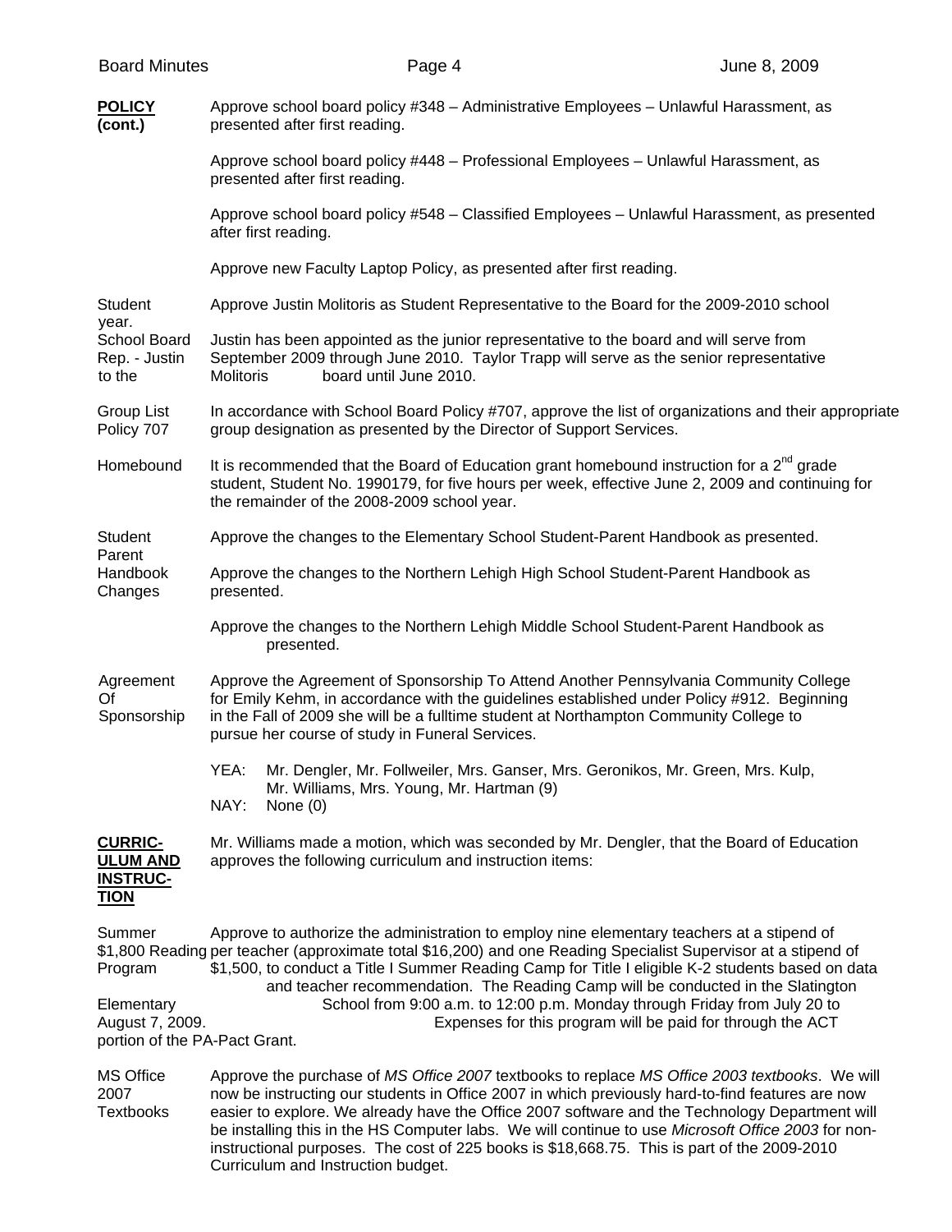**POLICY (cont.)**

Approve school board policy #348 – Administrative Employees – Unlawful Harassment, as presented after first reading.

Approve school board policy #448 – Professional Employees – Unlawful Harassment, as presented after first reading.

Approve school board policy #548 – Classified Employees – Unlawful Harassment, as presented after first reading.

Approve new Faculty Laptop Policy, as presented after first reading.

Student School Board Rep. - Justin Molitoris

Approve Justin Molitoris as Student Representative to the Board for the 2009-2010 school year. Justin has been appointed as the junior representative to the board and will serve from September 2009 through June 2010. Taylor Trapp will serve as the senior representative to the board until June 2010.

Group List Policy 707

In accordance with School Board Policy #707, approve the list of organizations and their appropriate group designation as presented by the Director of Support Services.

Homebound

It is recommended that the Board of Education grant homebound instruction for a 2nd grade student, Student No. 1990179, for five hours per week, effective June 2, 2009 and continuing for the remainder of the 2008-2009 school year.

Student Parent Handbook Changes

Approve the changes to the Elementary School Student-Parent Handbook as presented.

Approve the changes to the Northern Lehigh High School Student-Parent Handbook as presented.

Approve the changes to the Northern Lehigh Middle School Student-Parent Handbook as presented.

Agreement Of Sponsorship

Approve the Agreement of Sponsorship To Attend Another Pennsylvania Community College for Emily Kehm, in accordance with the guidelines established under Policy #912. Beginning in the Fall of 2009 she will be a fulltime student at Northampton Community College to pursue her course of study in Funeral Services.

YEA: Mr. Dengler, Mr. Follweiler, Mrs. Ganser, Mrs. Geronikos, Mr. Green, Mrs. Kulp, Mr. Williams, Mrs. Young, Mr. Hartman (9)
NAY: None (0)

**CURRICULUM AND INSTRUCTION**

Mr. Williams made a motion, which was seconded by Mr. Dengler, that the Board of Education approves the following curriculum and instruction items:

Summer Reading Program

Approve to authorize the administration to employ nine elementary teachers at a stipend of $1,800 per teacher (approximate total $16,200) and one Reading Specialist Supervisor at a stipend of $1,500, to conduct a Title I Summer Reading Camp for Title I eligible K-2 students based on data and teacher recommendation. The Reading Camp will be conducted in the Slatington Elementary School from 9:00 a.m. to 12:00 p.m. Monday through Friday from July 20 to August 7, 2009. Expenses for this program will be paid for through the ACT portion of the PA-Pact Grant.

MS Office 2007 Textbooks

Approve the purchase of *MS Office 2007* textbooks to replace *MS Office 2003 textbooks*. We will now be instructing our students in Office 2007 in which previously hard-to-find features are now easier to explore. We already have the Office 2007 software and the Technology Department will be installing this in the HS Computer labs. We will continue to use *Microsoft Office 2003* for non-instructional purposes. The cost of 225 books is $18,668.75. This is part of the 2009-2010 Curriculum and Instruction budget.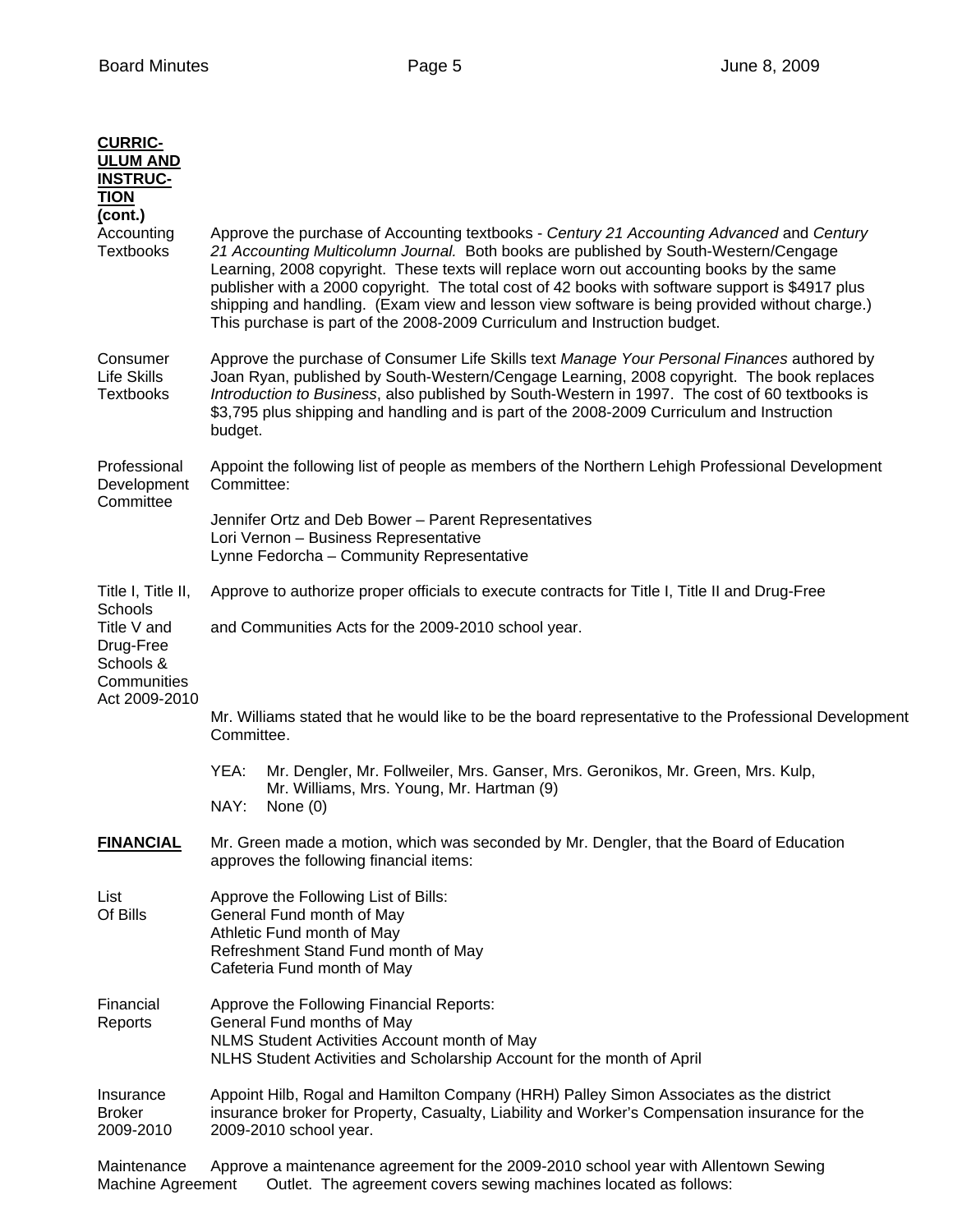**CURRICULUM AND INSTRUCTION (cont.)**

**Accounting Textbooks** — Approve the purchase of Accounting textbooks - *Century 21 Accounting Advanced* and *Century 21 Accounting Multicolumn Journal.* Both books are published by South-Western/Cengage Learning, 2008 copyright. These texts will replace worn out accounting books by the same publisher with a 2000 copyright. The total cost of 42 books with software support is $4917 plus shipping and handling. (Exam view and lesson view software is being provided without charge.) This purchase is part of the 2008-2009 Curriculum and Instruction budget.

**Consumer Life Skills Textbooks** — Approve the purchase of Consumer Life Skills text *Manage Your Personal Finances* authored by Joan Ryan, published by South-Western/Cengage Learning, 2008 copyright. The book replaces *Introduction to Business*, also published by South-Western in 1997. The cost of 60 textbooks is $3,795 plus shipping and handling and is part of the 2008-2009 Curriculum and Instruction budget.

**Professional Development Committee** — Appoint the following list of people as members of the Northern Lehigh Professional Development Committee:

Jennifer Ortz and Deb Bower – Parent Representatives
Lori Vernon – Business Representative
Lynne Fedorcha – Community Representative

**Title I, Title II, Title V and Drug-Free Schools & Communities Act 2009-2010** — Approve to authorize proper officials to execute contracts for Title I, Title II and Drug-Free Schools and Communities Acts for the 2009-2010 school year.

Mr. Williams stated that he would like to be the board representative to the Professional Development Committee.

YEA: Mr. Dengler, Mr. Follweiler, Mrs. Ganser, Mrs. Geronikos, Mr. Green, Mrs. Kulp, Mr. Williams, Mrs. Young, Mr. Hartman (9)
NAY: None (0)

**FINANCIAL** — Mr. Green made a motion, which was seconded by Mr. Dengler, that the Board of Education approves the following financial items:

**List Of Bills** — Approve the Following List of Bills:
General Fund month of May
Athletic Fund month of May
Refreshment Stand Fund month of May
Cafeteria Fund month of May

**Financial Reports** — Approve the Following Financial Reports:
General Fund months of May
NLMS Student Activities Account month of May
NLHS Student Activities and Scholarship Account for the month of April

**Insurance Broker 2009-2010** — Appoint Hilb, Rogal and Hamilton Company (HRH) Palley Simon Associates as the district insurance broker for Property, Casualty, Liability and Worker's Compensation insurance for the 2009-2010 school year.

**Maintenance Machine Agreement** — Approve a maintenance agreement for the 2009-2010 school year with Allentown Sewing Outlet. The agreement covers sewing machines located as follows: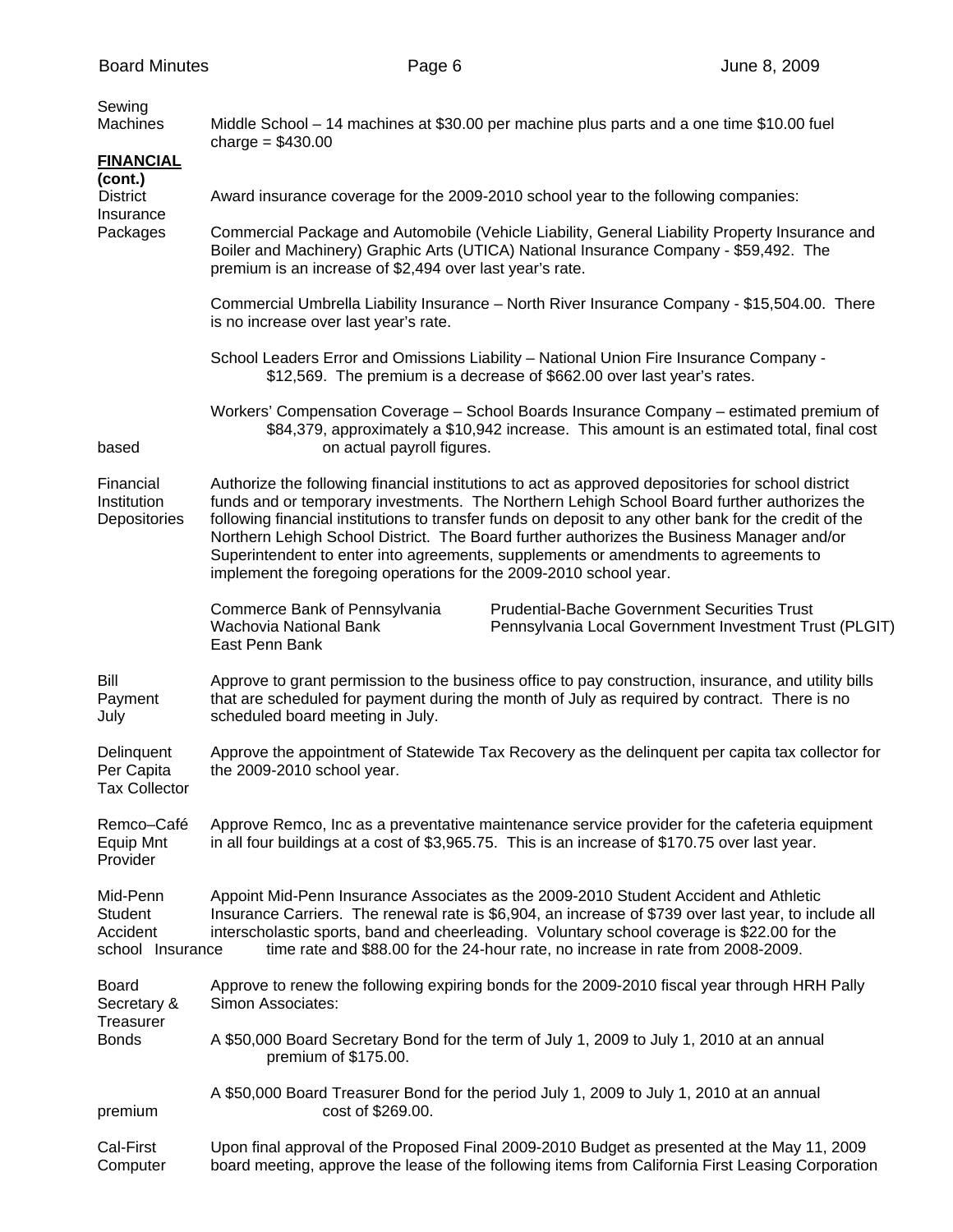**Sewing Machines** Middle School – 14 machines at $30.00 per machine plus parts and a one time $10.00 fuel charge = $430.00

## FINANCIAL (cont.)

**District Insurance Packages** Award insurance coverage for the 2009-2010 school year to the following companies:

Commercial Package and Automobile (Vehicle Liability, General Liability Property Insurance and Boiler and Machinery) Graphic Arts (UTICA) National Insurance Company - $59,492. The premium is an increase of $2,494 over last year's rate.

Commercial Umbrella Liability Insurance – North River Insurance Company - $15,504.00. There is no increase over last year's rate.

School Leaders Error and Omissions Liability – National Union Fire Insurance Company - $12,569. The premium is a decrease of $662.00 over last year's rates.

Workers' Compensation Coverage – School Boards Insurance Company – estimated premium of $84,379, approximately a $10,942 increase. This amount is an estimated total, final cost based on actual payroll figures.

**Financial Institution Depositories** Authorize the following financial institutions to act as approved depositories for school district funds and or temporary investments. The Northern Lehigh School Board further authorizes the following financial institutions to transfer funds on deposit to any other bank for the credit of the Northern Lehigh School District. The Board further authorizes the Business Manager and/or Superintendent to enter into agreements, supplements or amendments to agreements to implement the foregoing operations for the 2009-2010 school year.

| | |
|---|---|
| Commerce Bank of Pennsylvania | Prudential-Bache Government Securities Trust |
| Wachovia National Bank | Pennsylvania Local Government Investment Trust (PLGIT) |
| East Penn Bank | |

**Bill Payment July** Approve to grant permission to the business office to pay construction, insurance, and utility bills that are scheduled for payment during the month of July as required by contract. There is no scheduled board meeting in July.

**Delinquent Per Capita Tax Collector** Approve the appointment of Statewide Tax Recovery as the delinquent per capita tax collector for the 2009-2010 school year.

**Remco–Café Equip Mnt Provider** Approve Remco, Inc as a preventative maintenance service provider for the cafeteria equipment in all four buildings at a cost of $3,965.75. This is an increase of $170.75 over last year.

**Mid-Penn Student Accident Insurance** Appoint Mid-Penn Insurance Associates as the 2009-2010 Student Accident and Athletic Insurance Carriers. The renewal rate is $6,904, an increase of $739 over last year, to include all interscholastic sports, band and cheerleading. Voluntary school coverage is $22.00 for the school time rate and $88.00 for the 24-hour rate, no increase in rate from 2008-2009.

**Board Secretary & Treasurer Bonds** Approve to renew the following expiring bonds for the 2009-2010 fiscal year through HRH Pally Simon Associates:

A $50,000 Board Secretary Bond for the term of July 1, 2009 to July 1, 2010 at an annual premium of $175.00.

A $50,000 Board Treasurer Bond for the period July 1, 2009 to July 1, 2010 at an annual premium cost of $269.00.

**Cal-First Computer** Upon final approval of the Proposed Final 2009-2010 Budget as presented at the May 11, 2009 board meeting, approve the lease of the following items from California First Leasing Corporation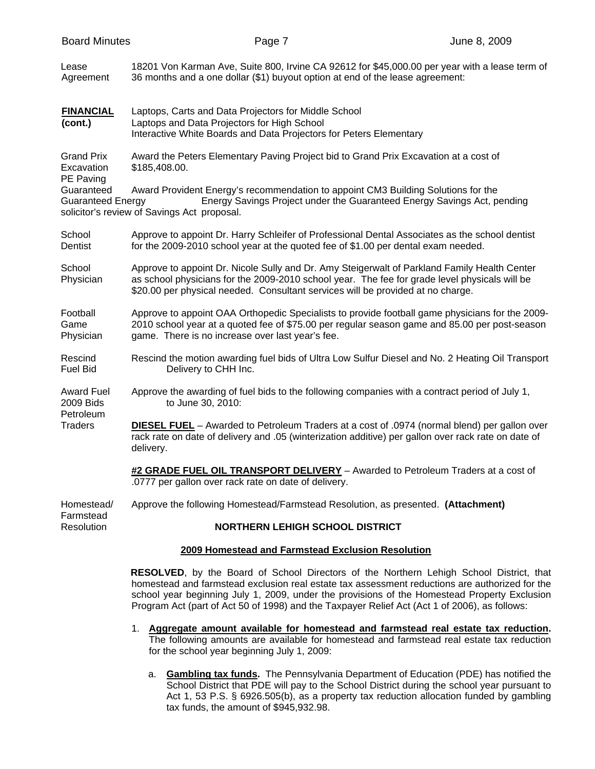Lease Agreement — 18201 Von Karman Ave, Suite 800, Irvine CA 92612 for $45,000.00 per year with a lease term of 36 months and a one dollar ($1) buyout option at end of the lease agreement:

**FINANCIAL (cont.)**

Laptops, Carts and Data Projectors for Middle School
Laptops and Data Projectors for High School
Interactive White Boards and Data Projectors for Peters Elementary

Grand Prix Excavation PE Paving — Award the Peters Elementary Paving Project bid to Grand Prix Excavation at a cost of $185,408.00.

Guaranteed Guaranteed Energy Savings Act — Award Provident Energy's recommendation to appoint CM3 Building Solutions for the Energy Savings Project under the Guaranteed Energy Savings Act, pending solicitor's review of proposal.

School Dentist — Approve to appoint Dr. Harry Schleifer of Professional Dental Associates as the school dentist for the 2009-2010 school year at the quoted fee of $1.00 per dental exam needed.

School Physician — Approve to appoint Dr. Nicole Sully and Dr. Amy Steigerwalt of Parkland Family Health Center as school physicians for the 2009-2010 school year. The fee for grade level physicals will be $20.00 per physical needed. Consultant services will be provided at no charge.

Football Game Physician — Approve to appoint OAA Orthopedic Specialists to provide football game physicians for the 2009-2010 school year at a quoted fee of $75.00 per regular season game and 85.00 per post-season game. There is no increase over last year's fee.

Rescind Fuel Bid — Rescind the motion awarding fuel bids of Ultra Low Sulfur Diesel and No. 2 Heating Oil Transport Delivery to CHH Inc.

Award Fuel 2009 Bids Petroleum Traders — Approve the awarding of fuel bids to the following companies with a contract period of July 1, to June 30, 2010:

**DIESEL FUEL** – Awarded to Petroleum Traders at a cost of .0974 (normal blend) per gallon over rack rate on date of delivery and .05 (winterization additive) per gallon over rack rate on date of delivery.

**#2 GRADE FUEL OIL TRANSPORT DELIVERY** – Awarded to Petroleum Traders at a cost of .0777 per gallon over rack rate on date of delivery.

Homestead/ Farmstead Resolution — Approve the following Homestead/Farmstead Resolution, as presented. **(Attachment)**

**NORTHERN LEHIGH SCHOOL DISTRICT**

**2009 Homestead and Farmstead Exclusion Resolution**

**RESOLVED**, by the Board of School Directors of the Northern Lehigh School District, that homestead and farmstead exclusion real estate tax assessment reductions are authorized for the school year beginning July 1, 2009, under the provisions of the Homestead Property Exclusion Program Act (part of Act 50 of 1998) and the Taxpayer Relief Act (Act 1 of 2006), as follows:

1. **Aggregate amount available for homestead and farmstead real estate tax reduction.** The following amounts are available for homestead and farmstead real estate tax reduction for the school year beginning July 1, 2009:

   a. **Gambling tax funds.** The Pennsylvania Department of Education (PDE) has notified the School District that PDE will pay to the School District during the school year pursuant to Act 1, 53 P.S. § 6926.505(b), as a property tax reduction allocation funded by gambling tax funds, the amount of $945,932.98.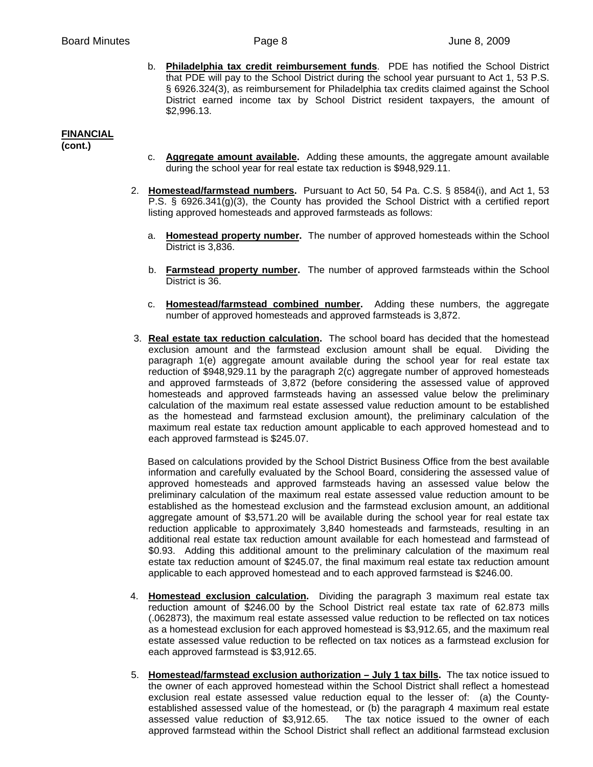b. **Philadelphia tax credit reimbursement funds**. PDE has notified the School District that PDE will pay to the School District during the school year pursuant to Act 1, 53 P.S. § 6926.324(3), as reimbursement for Philadelphia tax credits claimed against the School District earned income tax by School District resident taxpayers, the amount of $2,996.13.

**FINANCIAL (cont.)**

c. **Aggregate amount available.** Adding these amounts, the aggregate amount available during the school year for real estate tax reduction is $948,929.11.

2. **Homestead/farmstead numbers.** Pursuant to Act 50, 54 Pa. C.S. § 8584(i), and Act 1, 53 P.S. § 6926.341(g)(3), the County has provided the School District with a certified report listing approved homesteads and approved farmsteads as follows:

   a. **Homestead property number.** The number of approved homesteads within the School District is 3,836.

   b. **Farmstead property number.** The number of approved farmsteads within the School District is 36.

   c. **Homestead/farmstead combined number.** Adding these numbers, the aggregate number of approved homesteads and approved farmsteads is 3,872.

3. **Real estate tax reduction calculation.** The school board has decided that the homestead exclusion amount and the farmstead exclusion amount shall be equal. Dividing the paragraph 1(e) aggregate amount available during the school year for real estate tax reduction of $948,929.11 by the paragraph 2(c) aggregate number of approved homesteads and approved farmsteads of 3,872 (before considering the assessed value of approved homesteads and approved farmsteads having an assessed value below the preliminary calculation of the maximum real estate assessed value reduction amount to be established as the homestead and farmstead exclusion amount), the preliminary calculation of the maximum real estate tax reduction amount applicable to each approved homestead and to each approved farmstead is $245.07.

   Based on calculations provided by the School District Business Office from the best available information and carefully evaluated by the School Board, considering the assessed value of approved homesteads and approved farmsteads having an assessed value below the preliminary calculation of the maximum real estate assessed value reduction amount to be established as the homestead exclusion and the farmstead exclusion amount, an additional aggregate amount of $3,571.20 will be available during the school year for real estate tax reduction applicable to approximately 3,840 homesteads and farmsteads, resulting in an additional real estate tax reduction amount available for each homestead and farmstead of $0.93. Adding this additional amount to the preliminary calculation of the maximum real estate tax reduction amount of $245.07, the final maximum real estate tax reduction amount applicable to each approved homestead and to each approved farmstead is $246.00.

4. **Homestead exclusion calculation.** Dividing the paragraph 3 maximum real estate tax reduction amount of $246.00 by the School District real estate tax rate of 62.873 mills (.062873), the maximum real estate assessed value reduction to be reflected on tax notices as a homestead exclusion for each approved homestead is $3,912.65, and the maximum real estate assessed value reduction to be reflected on tax notices as a farmstead exclusion for each approved farmstead is $3,912.65.

5. **Homestead/farmstead exclusion authorization – July 1 tax bills.** The tax notice issued to the owner of each approved homestead within the School District shall reflect a homestead exclusion real estate assessed value reduction equal to the lesser of: (a) the County-established assessed value of the homestead, or (b) the paragraph 4 maximum real estate assessed value reduction of $3,912.65. The tax notice issued to the owner of each approved farmstead within the School District shall reflect an additional farmstead exclusion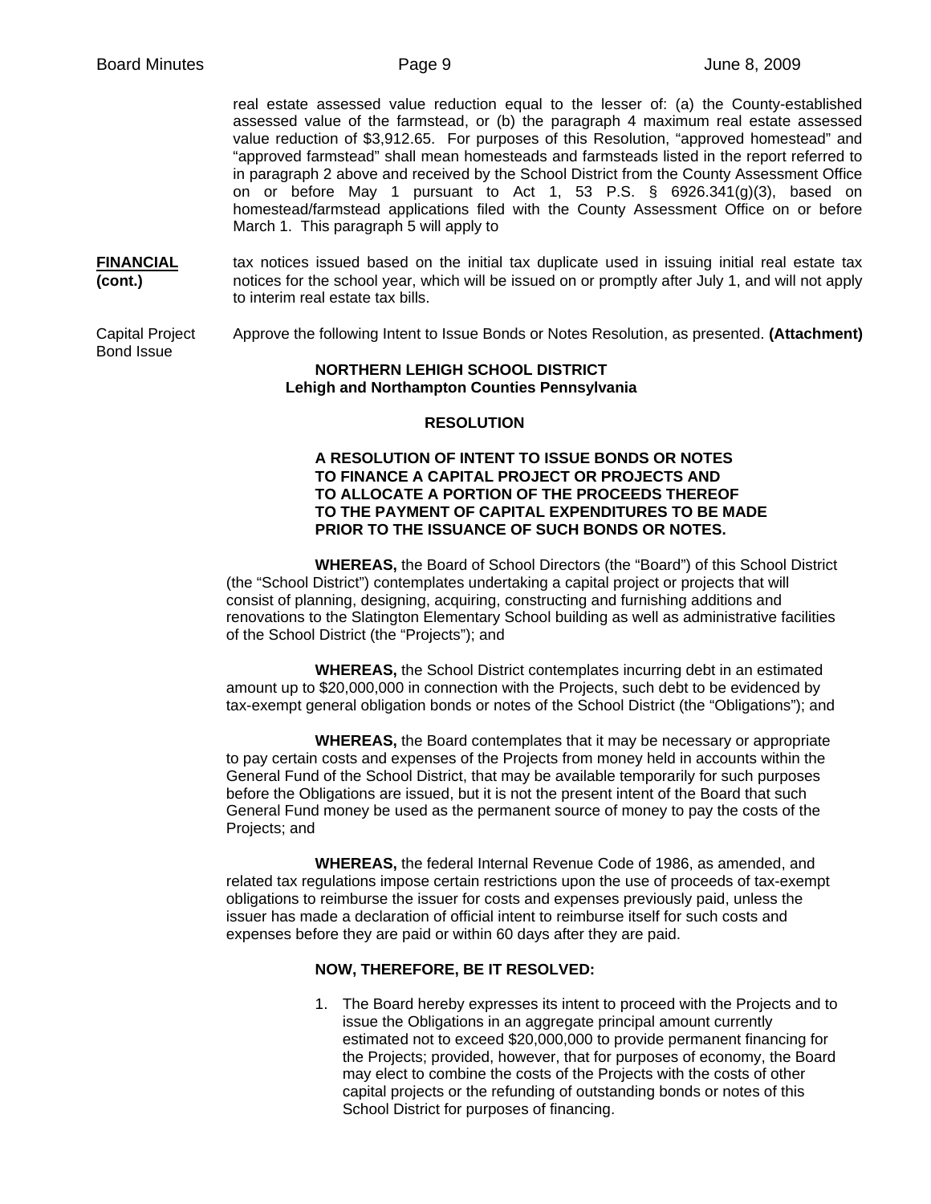real estate assessed value reduction equal to the lesser of: (a) the County-established assessed value of the farmstead, or (b) the paragraph 4 maximum real estate assessed value reduction of $3,912.65. For purposes of this Resolution, "approved homestead" and "approved farmstead" shall mean homesteads and farmsteads listed in the report referred to in paragraph 2 above and received by the School District from the County Assessment Office on or before May 1 pursuant to Act 1, 53 P.S. § 6926.341(g)(3), based on homestead/farmstead applications filed with the County Assessment Office on or before March 1. This paragraph 5 will apply to

**FINANCIAL (cont.)**

tax notices issued based on the initial tax duplicate used in issuing initial real estate tax notices for the school year, which will be issued on or promptly after July 1, and will not apply to interim real estate tax bills.

Capital Project Bond Issue

Approve the following Intent to Issue Bonds or Notes Resolution, as presented. **(Attachment)**

**NORTHERN LEHIGH SCHOOL DISTRICT**
**Lehigh and Northampton Counties Pennsylvania**

**RESOLUTION**

**A RESOLUTION OF INTENT TO ISSUE BONDS OR NOTES TO FINANCE A CAPITAL PROJECT OR PROJECTS AND TO ALLOCATE A PORTION OF THE PROCEEDS THEREOF TO THE PAYMENT OF CAPITAL EXPENDITURES TO BE MADE PRIOR TO THE ISSUANCE OF SUCH BONDS OR NOTES.**

**WHEREAS,** the Board of School Directors (the "Board") of this School District (the "School District") contemplates undertaking a capital project or projects that will consist of planning, designing, acquiring, constructing and furnishing additions and renovations to the Slatington Elementary School building as well as administrative facilities of the School District (the "Projects"); and

**WHEREAS,** the School District contemplates incurring debt in an estimated amount up to $20,000,000 in connection with the Projects, such debt to be evidenced by tax-exempt general obligation bonds or notes of the School District (the "Obligations"); and

**WHEREAS,** the Board contemplates that it may be necessary or appropriate to pay certain costs and expenses of the Projects from money held in accounts within the General Fund of the School District, that may be available temporarily for such purposes before the Obligations are issued, but it is not the present intent of the Board that such General Fund money be used as the permanent source of money to pay the costs of the Projects; and

**WHEREAS,** the federal Internal Revenue Code of 1986, as amended, and related tax regulations impose certain restrictions upon the use of proceeds of tax-exempt obligations to reimburse the issuer for costs and expenses previously paid, unless the issuer has made a declaration of official intent to reimburse itself for such costs and expenses before they are paid or within 60 days after they are paid.

**NOW, THEREFORE, BE IT RESOLVED:**

1. The Board hereby expresses its intent to proceed with the Projects and to issue the Obligations in an aggregate principal amount currently estimated not to exceed $20,000,000 to provide permanent financing for the Projects; provided, however, that for purposes of economy, the Board may elect to combine the costs of the Projects with the costs of other capital projects or the refunding of outstanding bonds or notes of this School District for purposes of financing.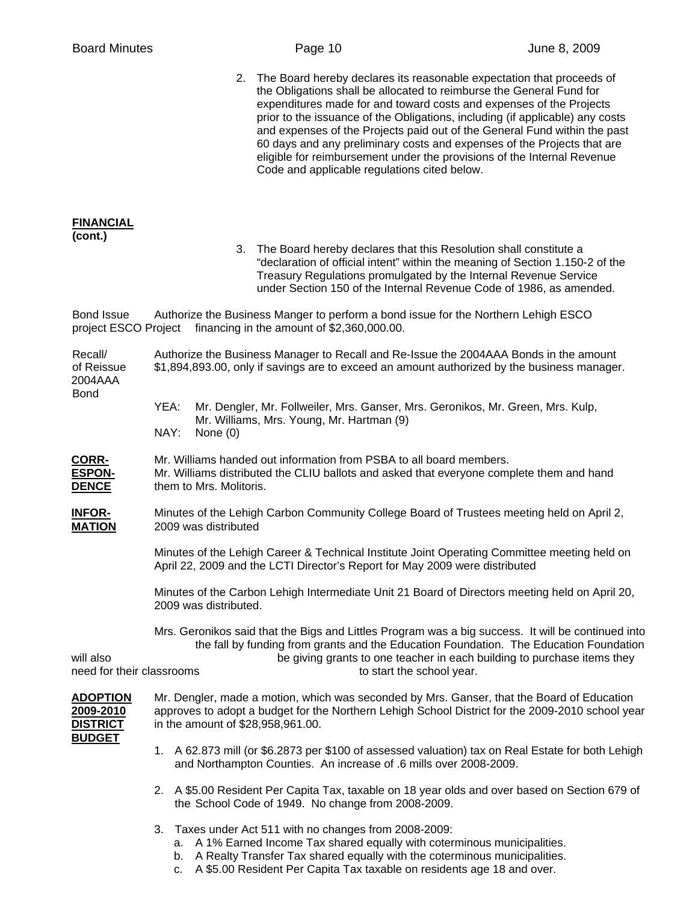2. The Board hereby declares its reasonable expectation that proceeds of the Obligations shall be allocated to reimburse the General Fund for expenditures made for and toward costs and expenses of the Projects prior to the issuance of the Obligations, including (if applicable) any costs and expenses of the Projects paid out of the General Fund within the past 60 days and any preliminary costs and expenses of the Projects that are eligible for reimbursement under the provisions of the Internal Revenue Code and applicable regulations cited below.

**FINANCIAL (cont.)**

3. The Board hereby declares that this Resolution shall constitute a "declaration of official intent" within the meaning of Section 1.150-2 of the Treasury Regulations promulgated by the Internal Revenue Service under Section 150 of the Internal Revenue Code of 1986, as amended.

Bond Issue project ESCO Project — Authorize the Business Manger to perform a bond issue for the Northern Lehigh ESCO financing in the amount of $2,360,000.00.

Recall/ of Reissue 2004AAA Bond — Authorize the Business Manager to Recall and Re-Issue the 2004AAA Bonds in the amount $1,894,893.00, only if savings are to exceed an amount authorized by the business manager.

YEA: Mr. Dengler, Mr. Follweiler, Mrs. Ganser, Mrs. Geronikos, Mr. Green, Mrs. Kulp, Mr. Williams, Mrs. Young, Mr. Hartman (9)
NAY: None (0)

**CORR-ESPON-DENCE**

Mr. Williams handed out information from PSBA to all board members.
Mr. Williams distributed the CLIU ballots and asked that everyone complete them and hand them to Mrs. Molitoris.

**INFOR-MATION**

Minutes of the Lehigh Carbon Community College Board of Trustees meeting held on April 2, 2009 was distributed

Minutes of the Lehigh Career & Technical Institute Joint Operating Committee meeting held on April 22, 2009 and the LCTI Director's Report for May 2009 were distributed

Minutes of the Carbon Lehigh Intermediate Unit 21 Board of Directors meeting held on April 20, 2009 was distributed.

Mrs. Geronikos said that the Bigs and Littles Program was a big success. It will be continued into the fall by funding from grants and the Education Foundation. The Education Foundation will also be giving grants to one teacher in each building to purchase items they need for their classrooms to start the school year.

**ADOPTION 2009-2010 DISTRICT BUDGET**

Mr. Dengler, made a motion, which was seconded by Mrs. Ganser, that the Board of Education approves to adopt a budget for the Northern Lehigh School District for the 2009-2010 school year in the amount of $28,958,961.00.

1. A 62.873 mill (or $6.2873 per $100 of assessed valuation) tax on Real Estate for both Lehigh and Northampton Counties. An increase of .6 mills over 2008-2009.

2. A $5.00 Resident Per Capita Tax, taxable on 18 year olds and over based on Section 679 of the School Code of 1949. No change from 2008-2009.

3. Taxes under Act 511 with no changes from 2008-2009:
   a. A 1% Earned Income Tax shared equally with coterminous municipalities.
   b. A Realty Transfer Tax shared equally with the coterminous municipalities.
   c. A $5.00 Resident Per Capita Tax taxable on residents age 18 and over.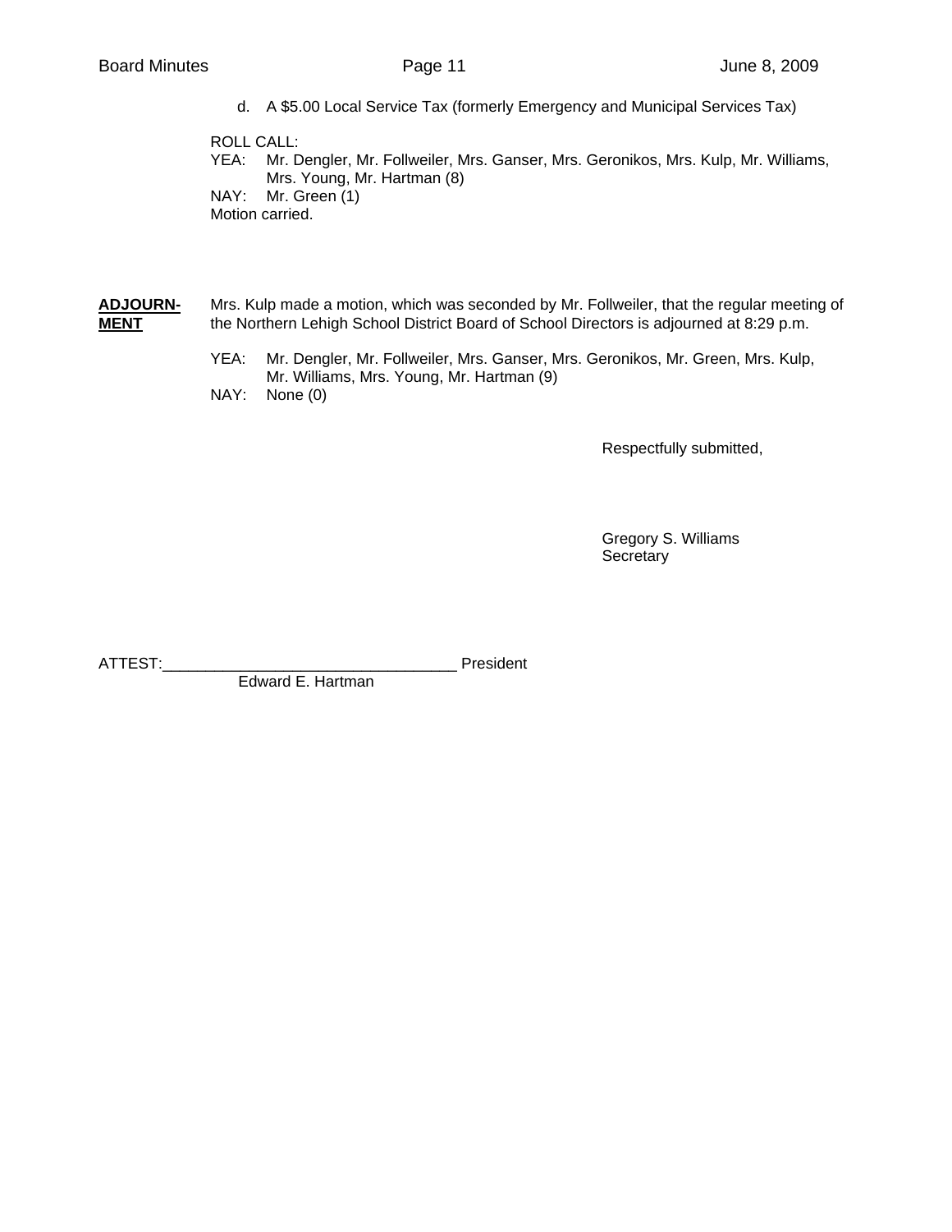d. A $5.00 Local Service Tax (formerly Emergency and Municipal Services Tax)

ROLL CALL:
YEA: Mr. Dengler, Mr. Follweiler, Mrs. Ganser, Mrs. Geronikos, Mrs. Kulp, Mr. Williams, Mrs. Young, Mr. Hartman (8)
NAY: Mr. Green (1)
Motion carried.

**ADJOURNMENT**

Mrs. Kulp made a motion, which was seconded by Mr. Follweiler, that the regular meeting of the Northern Lehigh School District Board of School Directors is adjourned at 8:29 p.m.

YEA: Mr. Dengler, Mr. Follweiler, Mrs. Ganser, Mrs. Geronikos, Mr. Green, Mrs. Kulp, Mr. Williams, Mrs. Young, Mr. Hartman (9)
NAY: None (0)

Respectfully submitted,

Gregory S. Williams
Secretary

ATTEST:_________________________________ President
Edward E. Hartman